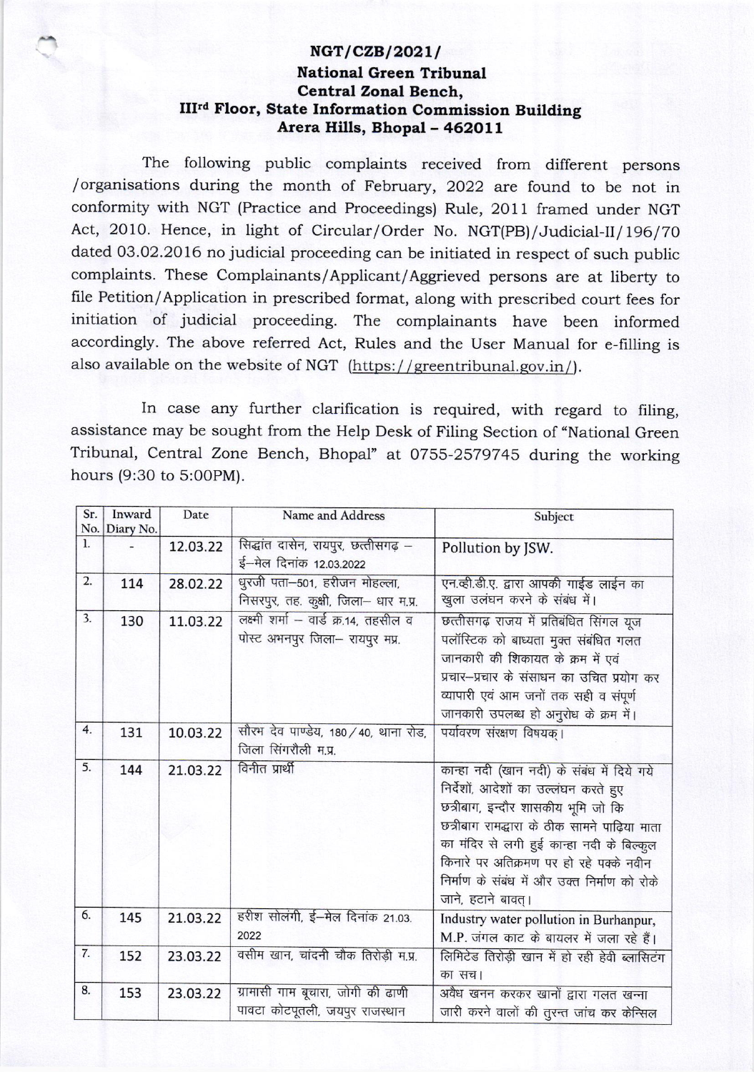# NGT/CZB/2021/

## National Green Tribunal
## Central Zonal Bench,
## IIIrd Floor, State Information Commission Building
## Arera Hills, Bhopal - 462011

The following public complaints received from different persons /organisations during the month of February, 2022 are found to be not in conformity with NGT (Practice and Proceedings) Rule, 2011 framed under NGT Act, 2010. Hence, in light of Circular/Order No. NGT(PB)/Judicial-II/196/70 dated 03.02.2016 no judicial proceeding can be initiated in respect of such public complaints. These Complainants/Applicant/Aggrieved persons are at liberty to file Petition/Application in prescribed format, along with prescribed court fees for initiation of judicial proceeding. The complainants have been informed accordingly. The above referred Act, Rules and the User Manual for e-filling is also available on the website of NGT (https://greentribunal.gov.in/).

In case any further clarification is required, with regard to filing, assistance may be sought from the Help Desk of Filing Section of "National Green Tribunal, Central Zone Bench, Bhopal" at 0755-2579745 during the working hours (9:30 to 5:00PM).

| Sr. No. | Inward Diary No. | Date | Name and Address | Subject |
|---|---|---|---|---|
| 1. | - | 12.03.22 | सिद्धांत दासेन, रायपुर, छत्तीसगढ़ – ई–मेल दिनांक 12.03.2022 | Pollution by JSW. |
| 2. | 114 | 28.02.22 | धुरजी पता–501, हरीजन मोहल्ला, निसरपुर, तह. कुक्षी, जिला– धार म.प्र. | एन.व्ही.डी.ए. द्वारा आपकी गाईड लाईन का खुला उलंघन करने के संबंध में। |
| 3. | 130 | 11.03.22 | लक्ष्मी शर्मा – वार्ड क्र.14, तहसील व पोस्ट अभनपुर जिला– रायपुर मप्र. | छत्तीसगढ़ राजय में प्रतिबंधित सिंगल यूज पलॉस्टिक को बाध्यता मुक्त संबंधित गलत जानकारी की शिकायत के क्रम में एवं प्रचार–प्रचार के संसाधन का उचित प्रयोग कर व्यापारी एवं आम जनों तक सही व संपूर्ण जानकारी उपलब्ध हो अनुरोध के क्रम में। |
| 4. | 131 | 10.03.22 | सौरभ देव पाण्डेय, 180/40, थाना रोड, जिला सिंगरौली म.प्र. | पर्यावरण संरक्षण विषयक्। |
| 5. | 144 | 21.03.22 | विनीत प्रार्थी | कान्हा नदी (खान नदी) के संबंध में दिये गये निर्देशों, आदेशों का उल्लंघन करते हुए छत्रीबाग, इन्दौर शासकीय भूमि जो कि छत्रीबाग रामद्वारा के ठीक सामने पाढ़िया माता का मंदिर से लगी हुई कान्हा नदी के बिल्कुल किनारे पर अतिक्रमण पर हो रहे पक्के नवीन निर्माण के संबंध में और उक्त निर्माण को रोके जाने, हटाने बावत्। |
| 6. | 145 | 21.03.22 | हरीश सोलंगी, ई–मेल दिनांक 21.03.2022 | Industry water pollution in Burhanpur, M.P. जंगल काट के बायलर में जला रहे हैं। |
| 7. | 152 | 23.03.22 | वसीम खान, चांदनी चौक तिरोड़ी म.प्र. | लिमिटेड तिरोड़ी खान में हो रही हेवी ब्लासिटंग का सच। |
| 8. | 153 | 23.03.22 | ग्रामासी गाम बूचारा, जोगी की ढाणी पावटा कोटपूतली, जयपुर राजस्थान | अवैध खनन करकर खानों द्वारा गलत खन्ना जारी करने वालों की तुरन्त जांच कर केन्सिल |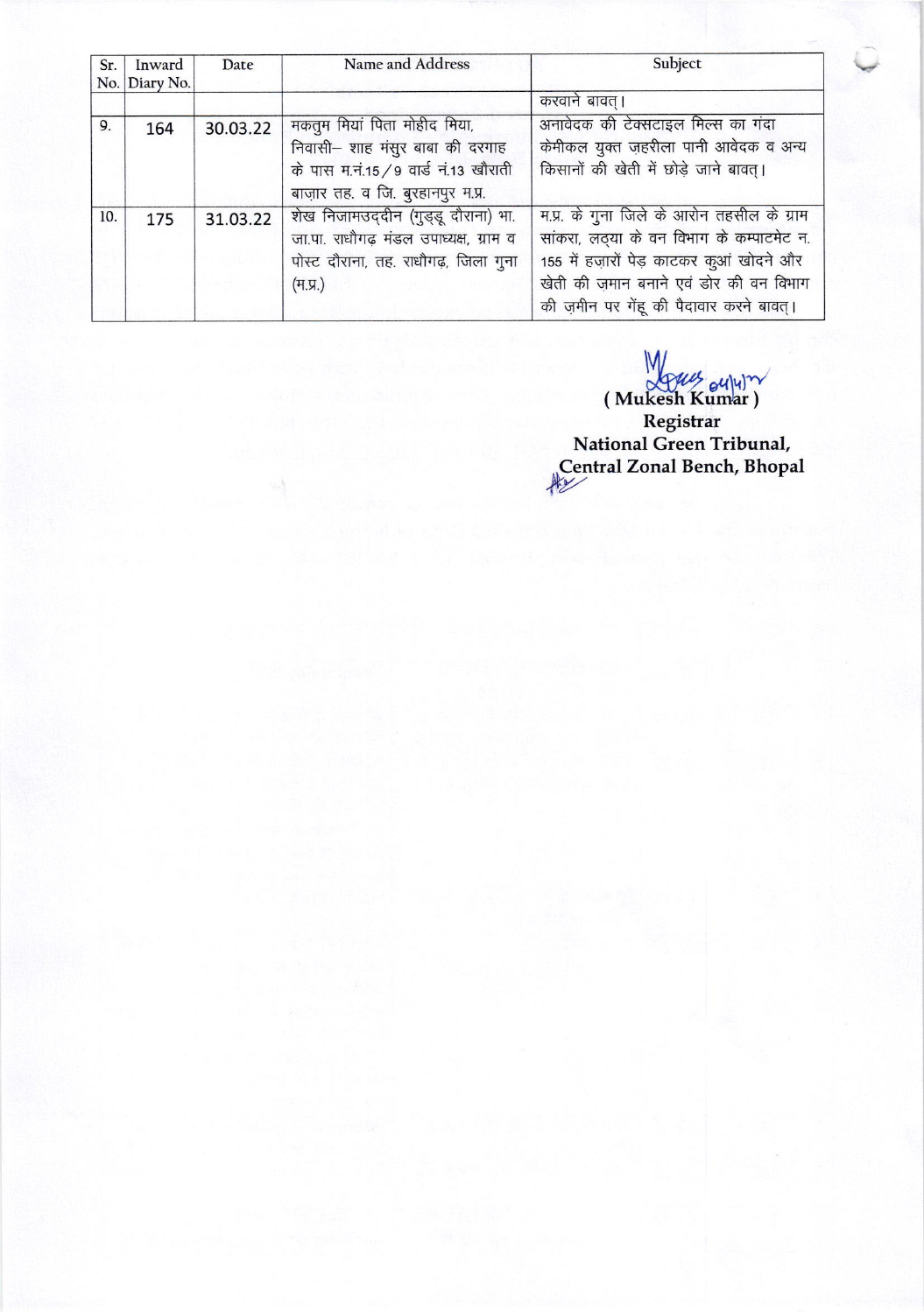| Sr. No. | Inward Diary No. | Date | Name and Address | Subject |
|---|---|---|---|---|
| | | | | करवाने बावत्। |
| 9. | 164 | 30.03.22 | मकतुम मियां पिता मोहीद मिया, निवासी– शाह मंसुर बाबा की दरगाह के पास म.नं.15/9 वार्ड नं.13 खौराती बाज़ार तह. व जि. बुरहानपुर म.प्र. | अनावेदक की टेक्सटाइल मिल्स का गंदा केमीकल युक्त ज़हरीला पानी आवेदक व अन्य किसानों की खेती में छोड़े जाने बावत्। |
| 10. | 175 | 31.03.22 | शेख निजामउद्दीन (गुड्डू दौराना) भा. जा.पा. राधौगढ़ मंडल उपाध्यक्ष, ग्राम व पोस्ट दौराना, तह. राधौगढ़, जिला गुना (म.प्र.) | म.प्र. के गुना जिले के आरोन तहसील के ग्राम सांकरा, लठ्या के वन विभाग के कम्पाटमेट न. 155 में हज़ारों पेड़ काटकर कुआं खोदने और खेती की ज़मान बनाने एवं डोर की वन विभाग की ज़मीन पर गेंहू की पैदावार करने बावत्। |

(Mukesh Kumar)
**Registrar**
**National Green Tribunal,**
**Central Zonal Bench, Bhopal**